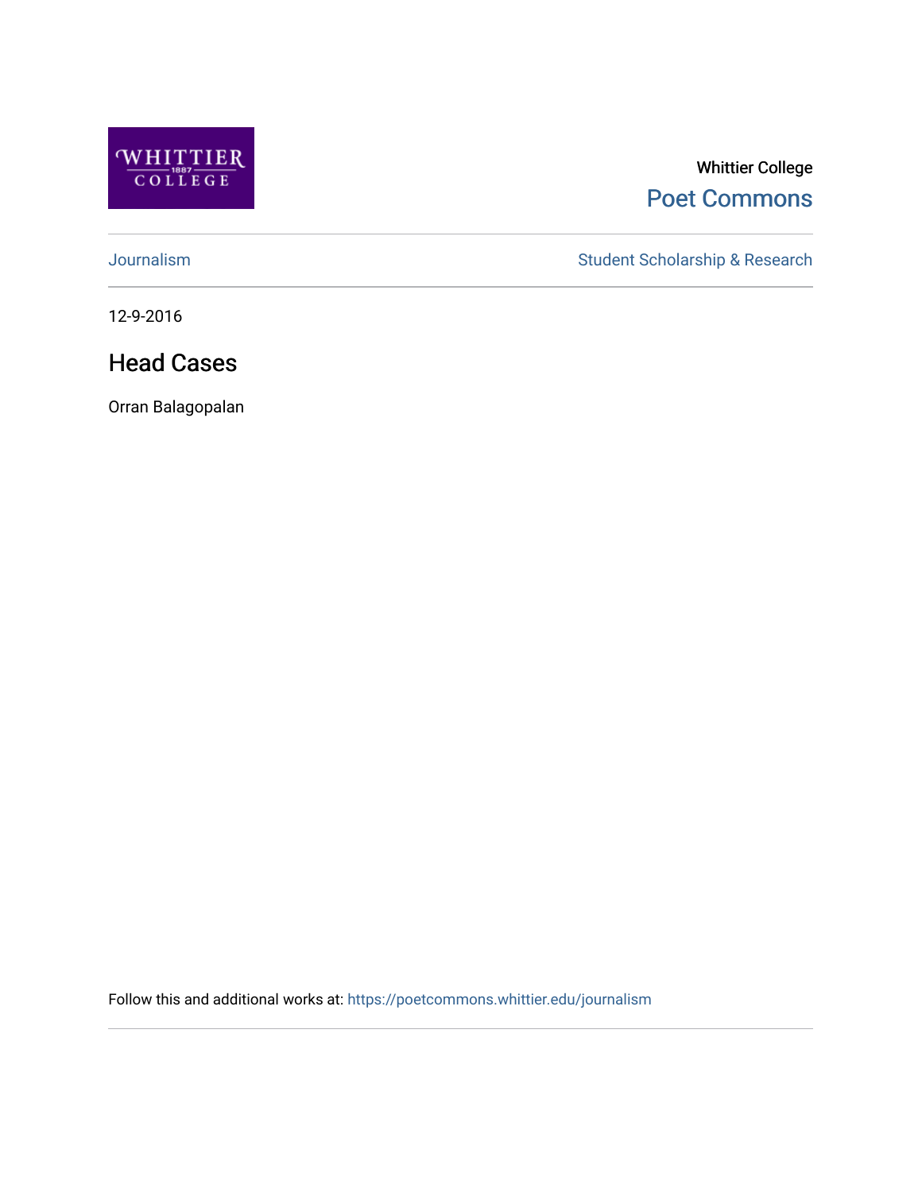Whittier College

Poet Commons

Journalism

Student Scholarship & Research

12-9-2016

# Head Cases

Orran Balagopalan

Follow this and additional works at: https://poetcommons.whittier.edu/journalism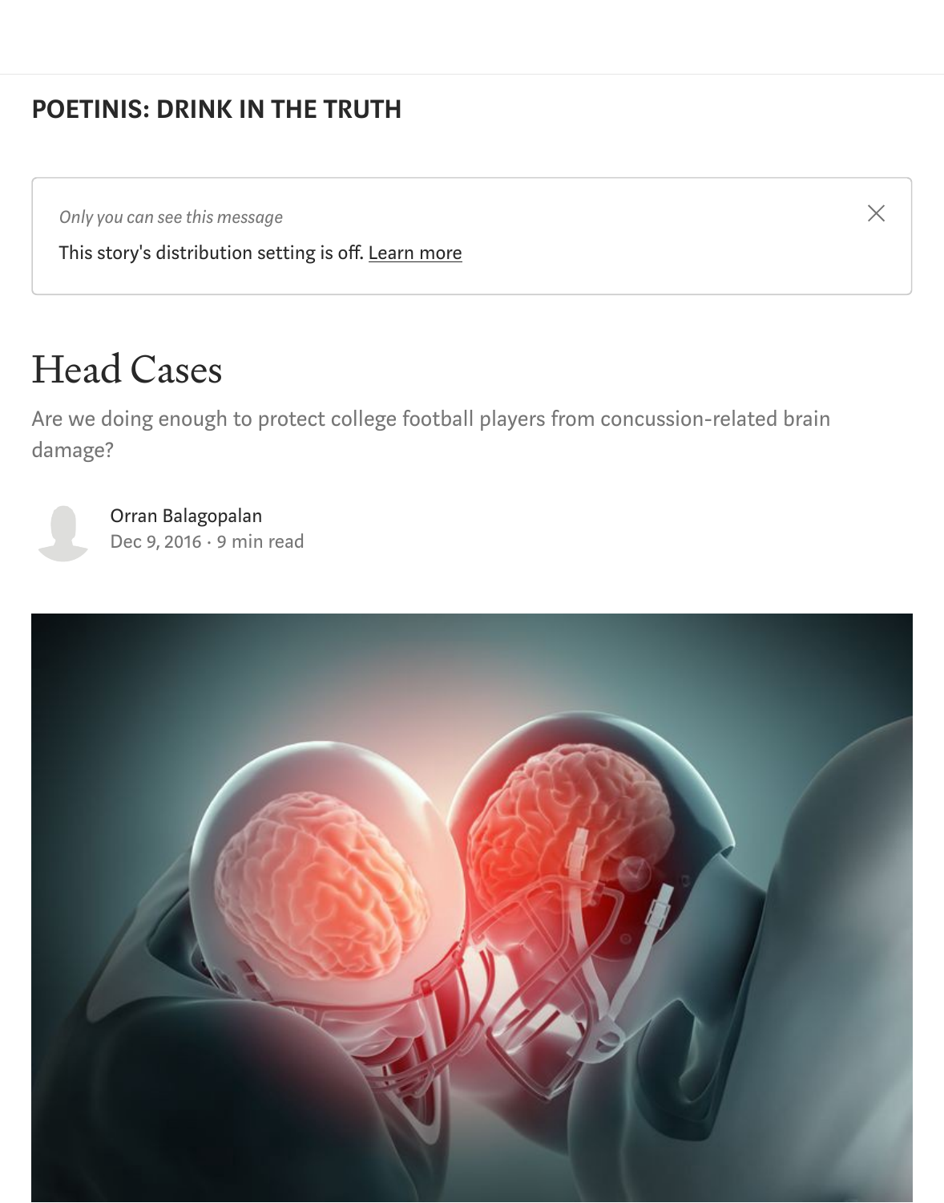**POETINIS: DRINK IN THE TRUTH**

*Only you can see this message*

This story's distribution setting is off. Learn more

# Head Cases

Are we doing enough to protect college football players from concussion-related brain damage?

Orran Balagopalan

Dec 9, 2016 · 9 min read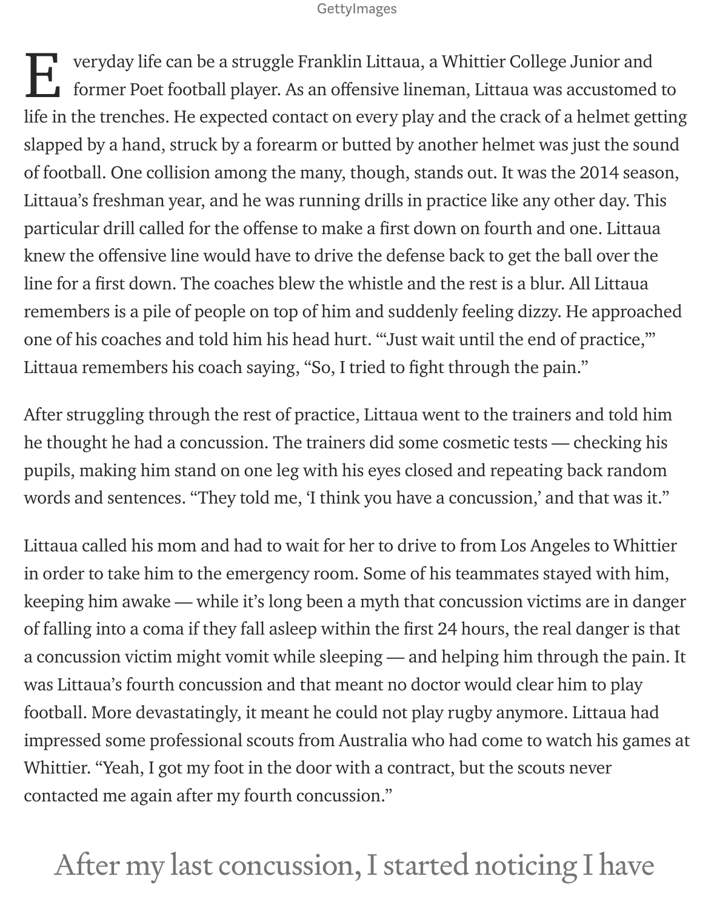GettyImages

Everyday life can be a struggle Franklin Littaua, a Whittier College Junior and former Poet football player. As an offensive lineman, Littaua was accustomed to life in the trenches. He expected contact on every play and the crack of a helmet getting slapped by a hand, struck by a forearm or butted by another helmet was just the sound of football. One collision among the many, though, stands out. It was the 2014 season, Littaua's freshman year, and he was running drills in practice like any other day. This particular drill called for the offense to make a first down on fourth and one. Littaua knew the offensive line would have to drive the defense back to get the ball over the line for a first down. The coaches blew the whistle and the rest is a blur. All Littaua remembers is a pile of people on top of him and suddenly feeling dizzy. He approached one of his coaches and told him his head hurt. "'Just wait until the end of practice,'" Littaua remembers his coach saying, "So, I tried to fight through the pain."

After struggling through the rest of practice, Littaua went to the trainers and told him he thought he had a concussion. The trainers did some cosmetic tests — checking his pupils, making him stand on one leg with his eyes closed and repeating back random words and sentences. "They told me, 'I think you have a concussion,' and that was it."

Littaua called his mom and had to wait for her to drive to from Los Angeles to Whittier in order to take him to the emergency room. Some of his teammates stayed with him, keeping him awake — while it's long been a myth that concussion victims are in danger of falling into a coma if they fall asleep within the first 24 hours, the real danger is that a concussion victim might vomit while sleeping — and helping him through the pain. It was Littaua's fourth concussion and that meant no doctor would clear him to play football. More devastatingly, it meant he could not play rugby anymore. Littaua had impressed some professional scouts from Australia who had come to watch his games at Whittier. "Yeah, I got my foot in the door with a contract, but the scouts never contacted me again after my fourth concussion."

After my last concussion, I started noticing I have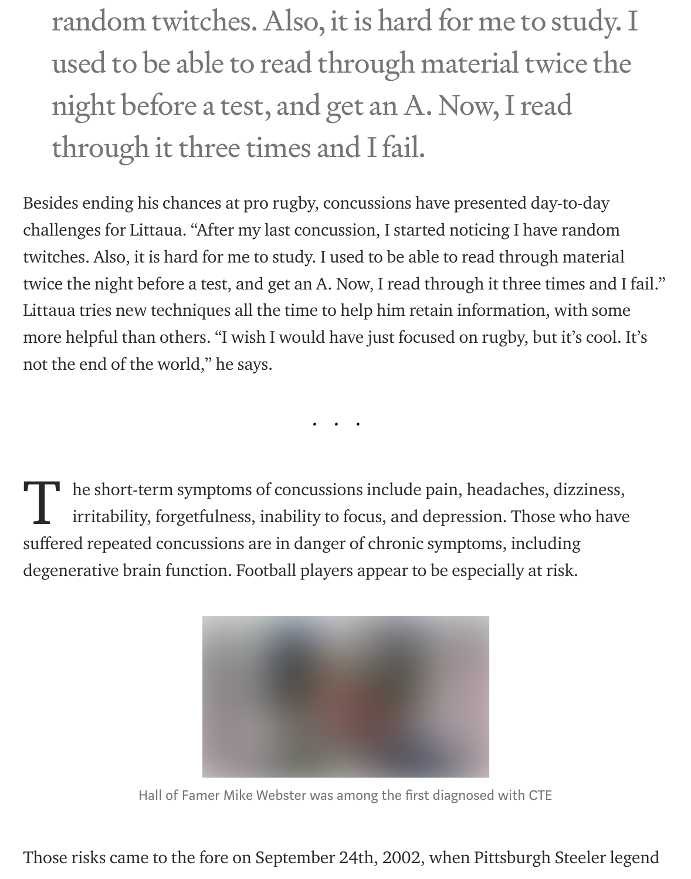random twitches. Also, it is hard for me to study. I used to be able to read through material twice the night before a test, and get an A. Now, I read through it three times and I fail.

Besides ending his chances at pro rugby, concussions have presented day-to-day challenges for Littaua. "After my last concussion, I started noticing I have random twitches. Also, it is hard for me to study. I used to be able to read through material twice the night before a test, and get an A. Now, I read through it three times and I fail." Littaua tries new techniques all the time to help him retain information, with some more helpful than others. "I wish I would have just focused on rugby, but it's cool. It's not the end of the world," he says.

. . .

The short-term symptoms of concussions include pain, headaches, dizziness, irritability, forgetfulness, inability to focus, and depression. Those who have suffered repeated concussions are in danger of chronic symptoms, including degenerative brain function. Football players appear to be especially at risk.

Hall of Famer Mike Webster was among the first diagnosed with CTE

Those risks came to the fore on September 24th, 2002, when Pittsburgh Steeler legend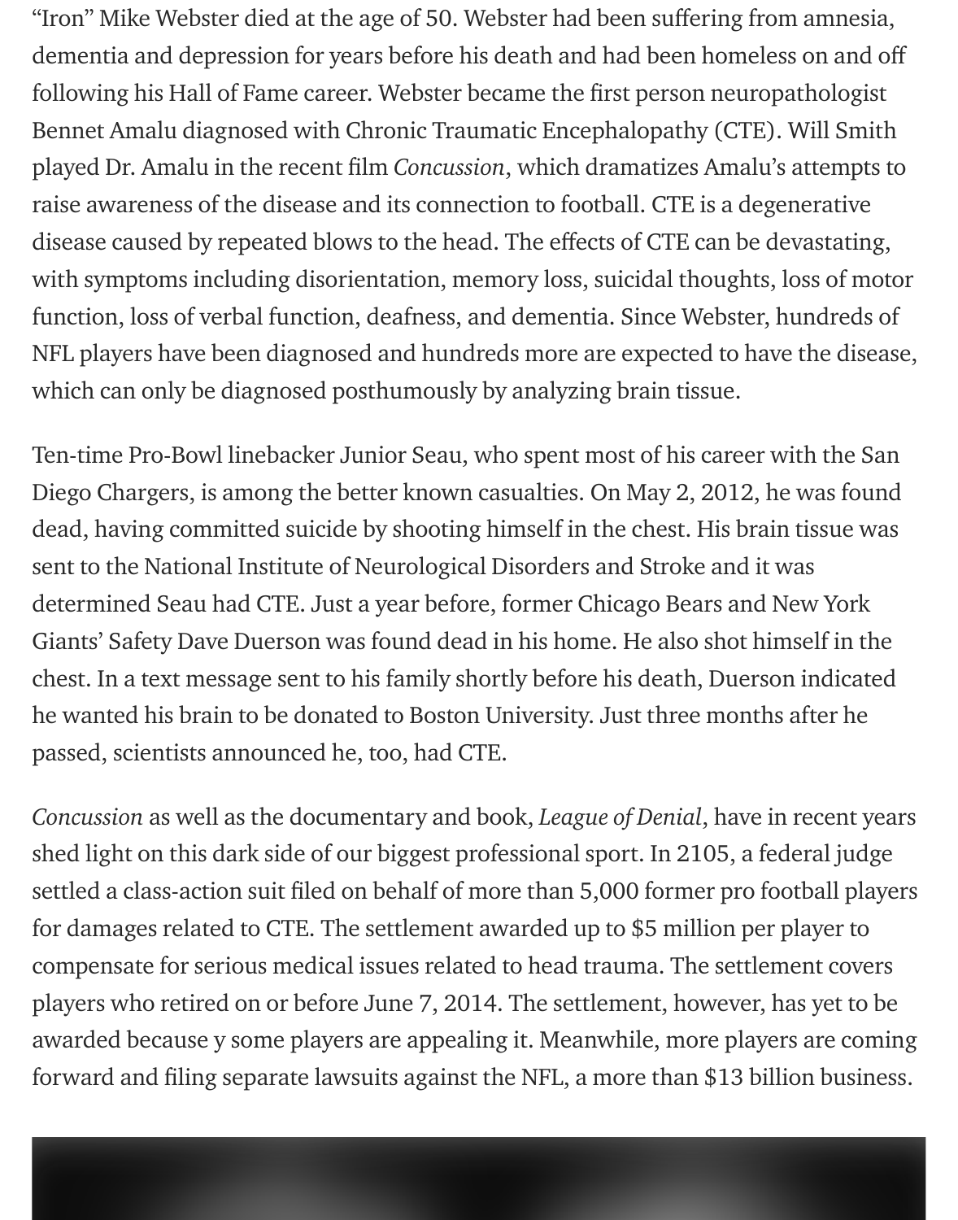"Iron" Mike Webster died at the age of 50. Webster had been suffering from amnesia, dementia and depression for years before his death and had been homeless on and off following his Hall of Fame career. Webster became the first person neuropathologist Bennet Amalu diagnosed with Chronic Traumatic Encephalopathy (CTE). Will Smith played Dr. Amalu in the recent film *Concussion*, which dramatizes Amalu's attempts to raise awareness of the disease and its connection to football. CTE is a degenerative disease caused by repeated blows to the head. The effects of CTE can be devastating, with symptoms including disorientation, memory loss, suicidal thoughts, loss of motor function, loss of verbal function, deafness, and dementia. Since Webster, hundreds of NFL players have been diagnosed and hundreds more are expected to have the disease, which can only be diagnosed posthumously by analyzing brain tissue.

Ten-time Pro-Bowl linebacker Junior Seau, who spent most of his career with the San Diego Chargers, is among the better known casualties. On May 2, 2012, he was found dead, having committed suicide by shooting himself in the chest. His brain tissue was sent to the National Institute of Neurological Disorders and Stroke and it was determined Seau had CTE. Just a year before, former Chicago Bears and New York Giants' Safety Dave Duerson was found dead in his home. He also shot himself in the chest. In a text message sent to his family shortly before his death, Duerson indicated he wanted his brain to be donated to Boston University. Just three months after he passed, scientists announced he, too, had CTE.

*Concussion* as well as the documentary and book, *League of Denial*, have in recent years shed light on this dark side of our biggest professional sport. In 2105, a federal judge settled a class-action suit filed on behalf of more than 5,000 former pro football players for damages related to CTE. The settlement awarded up to $5 million per player to compensate for serious medical issues related to head trauma. The settlement covers players who retired on or before June 7, 2014. The settlement, however, has yet to be awarded because y some players are appealing it. Meanwhile, more players are coming forward and filing separate lawsuits against the NFL, a more than $13 billion business.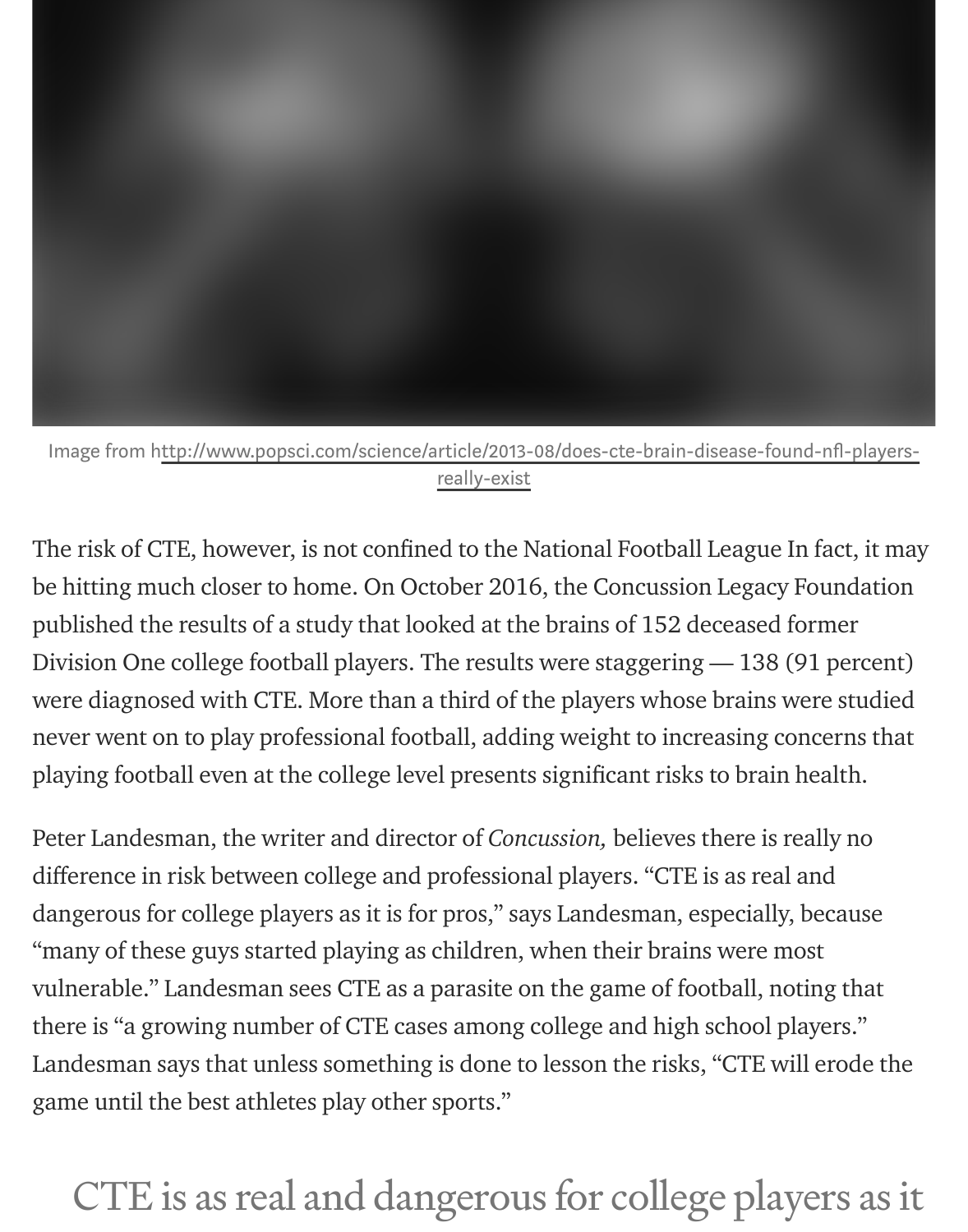Image from http://www.popsci.com/science/article/2013-08/does-cte-brain-disease-found-nfl-players-really-exist

The risk of CTE, however, is not confined to the National Football League In fact, it may be hitting much closer to home. On October 2016, the Concussion Legacy Foundation published the results of a study that looked at the brains of 152 deceased former Division One college football players. The results were staggering — 138 (91 percent) were diagnosed with CTE. More than a third of the players whose brains were studied never went on to play professional football, adding weight to increasing concerns that playing football even at the college level presents significant risks to brain health.

Peter Landesman, the writer and director of *Concussion,* believes there is really no difference in risk between college and professional players. "CTE is as real and dangerous for college players as it is for pros," says Landesman, especially, because "many of these guys started playing as children, when their brains were most vulnerable." Landesman sees CTE as a parasite on the game of football, noting that there is "a growing number of CTE cases among college and high school players." Landesman says that unless something is done to lesson the risks, "CTE will erode the game until the best athletes play other sports."

CTE is as real and dangerous for college players as it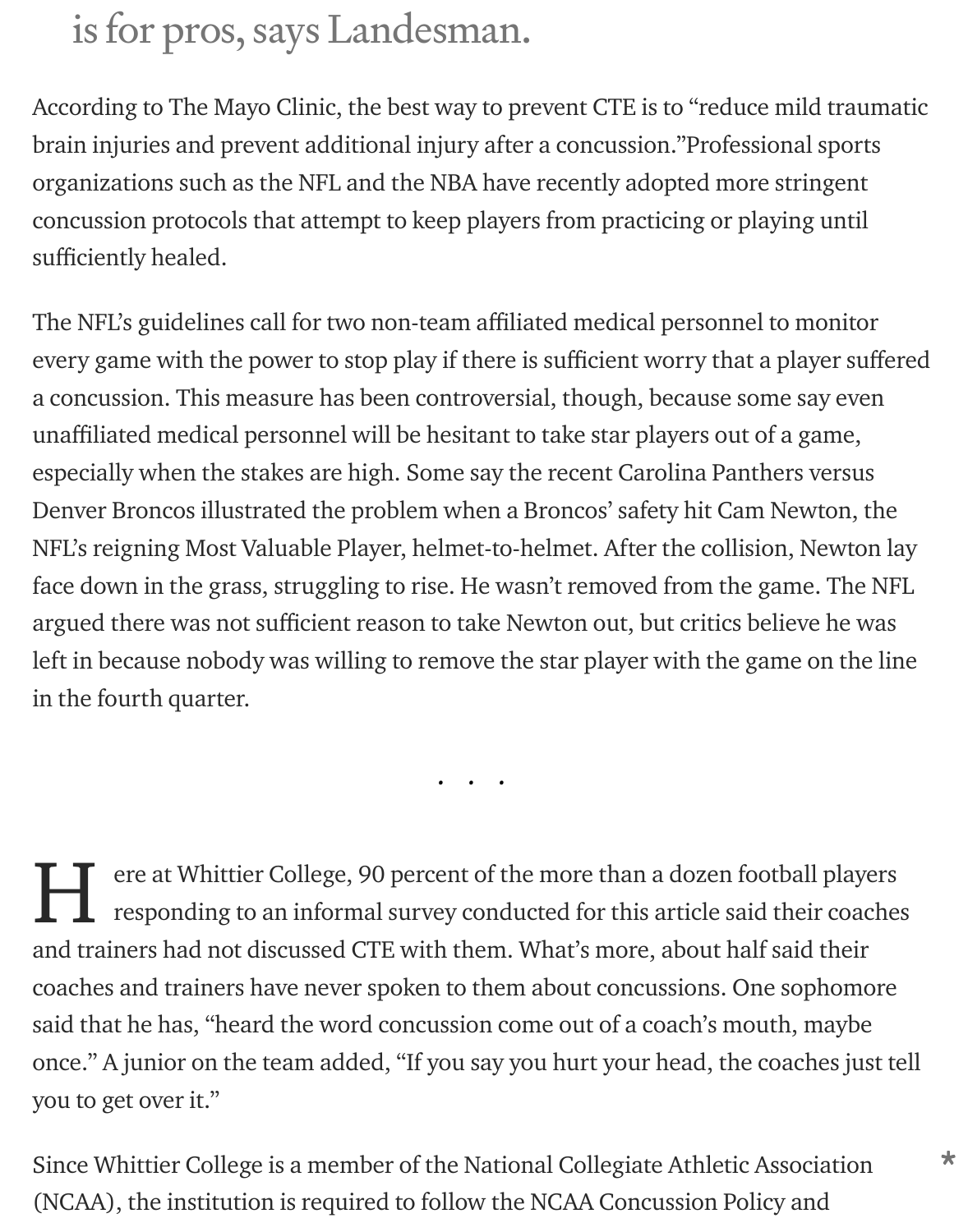is for pros, says Landesman.

According to The Mayo Clinic, the best way to prevent CTE is to "reduce mild traumatic brain injuries and prevent additional injury after a concussion."Professional sports organizations such as the NFL and the NBA have recently adopted more stringent concussion protocols that attempt to keep players from practicing or playing until sufficiently healed.

The NFL's guidelines call for two non-team affiliated medical personnel to monitor every game with the power to stop play if there is sufficient worry that a player suffered a concussion. This measure has been controversial, though, because some say even unaffiliated medical personnel will be hesitant to take star players out of a game, especially when the stakes are high. Some say the recent Carolina Panthers versus Denver Broncos illustrated the problem when a Broncos' safety hit Cam Newton, the NFL's reigning Most Valuable Player, helmet-to-helmet. After the collision, Newton lay face down in the grass, struggling to rise. He wasn't removed from the game. The NFL argued there was not sufficient reason to take Newton out, but critics believe he was left in because nobody was willing to remove the star player with the game on the line in the fourth quarter.

. . .

Here at Whittier College, 90 percent of the more than a dozen football players responding to an informal survey conducted for this article said their coaches and trainers had not discussed CTE with them. What's more, about half said their coaches and trainers have never spoken to them about concussions. One sophomore said that he has, "heard the word concussion come out of a coach's mouth, maybe once." A junior on the team added, "If you say you hurt your head, the coaches just tell you to get over it."

Since Whittier College is a member of the National Collegiate Athletic Association (NCAA), the institution is required to follow the NCAA Concussion Policy and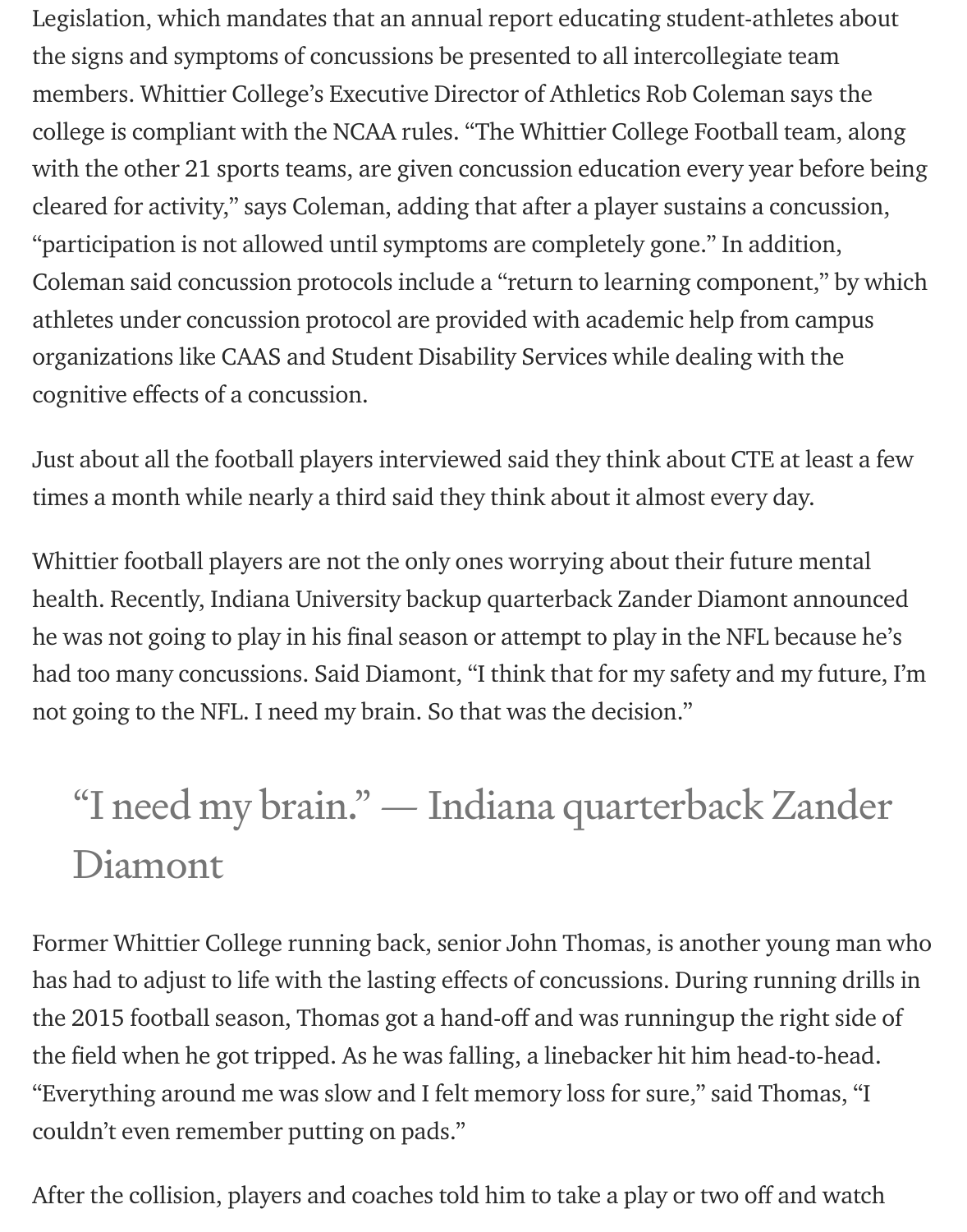Legislation, which mandates that an annual report educating student-athletes about the signs and symptoms of concussions be presented to all intercollegiate team members. Whittier College's Executive Director of Athletics Rob Coleman says the college is compliant with the NCAA rules. "The Whittier College Football team, along with the other 21 sports teams, are given concussion education every year before being cleared for activity," says Coleman, adding that after a player sustains a concussion, "participation is not allowed until symptoms are completely gone." In addition, Coleman said concussion protocols include a "return to learning component," by which athletes under concussion protocol are provided with academic help from campus organizations like CAAS and Student Disability Services while dealing with the cognitive effects of a concussion.

Just about all the football players interviewed said they think about CTE at least a few times a month while nearly a third said they think about it almost every day.

Whittier football players are not the only ones worrying about their future mental health. Recently, Indiana University backup quarterback Zander Diamont announced he was not going to play in his final season or attempt to play in the NFL because he's had too many concussions. Said Diamont, "I think that for my safety and my future, I'm not going to the NFL. I need my brain. So that was the decision."

> "I need my brain." — Indiana quarterback Zander Diamont

Former Whittier College running back, senior John Thomas, is another young man who has had to adjust to life with the lasting effects of concussions. During running drills in the 2015 football season, Thomas got a hand-off and was runningup the right side of the field when he got tripped. As he was falling, a linebacker hit him head-to-head. "Everything around me was slow and I felt memory loss for sure," said Thomas, "I couldn't even remember putting on pads."

After the collision, players and coaches told him to take a play or two off and watch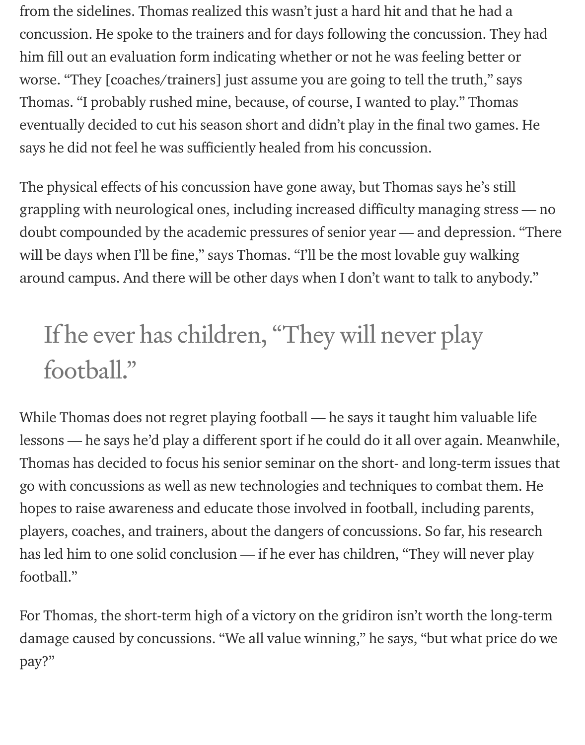from the sidelines. Thomas realized this wasn't just a hard hit and that he had a concussion. He spoke to the trainers and for days following the concussion. They had him fill out an evaluation form indicating whether or not he was feeling better or worse. "They [coaches/trainers] just assume you are going to tell the truth," says Thomas. "I probably rushed mine, because, of course, I wanted to play." Thomas eventually decided to cut his season short and didn't play in the final two games. He says he did not feel he was sufficiently healed from his concussion.

The physical effects of his concussion have gone away, but Thomas says he's still grappling with neurological ones, including increased difficulty managing stress — no doubt compounded by the academic pressures of senior year — and depression. "There will be days when I'll be fine," says Thomas. "I'll be the most lovable guy walking around campus. And there will be other days when I don't want to talk to anybody."

> If he ever has children, "They will never play football."

While Thomas does not regret playing football — he says it taught him valuable life lessons — he says he'd play a different sport if he could do it all over again. Meanwhile, Thomas has decided to focus his senior seminar on the short- and long-term issues that go with concussions as well as new technologies and techniques to combat them. He hopes to raise awareness and educate those involved in football, including parents, players, coaches, and trainers, about the dangers of concussions. So far, his research has led him to one solid conclusion — if he ever has children, "They will never play football."

For Thomas, the short-term high of a victory on the gridiron isn't worth the long-term damage caused by concussions. "We all value winning," he says, "but what price do we pay?"